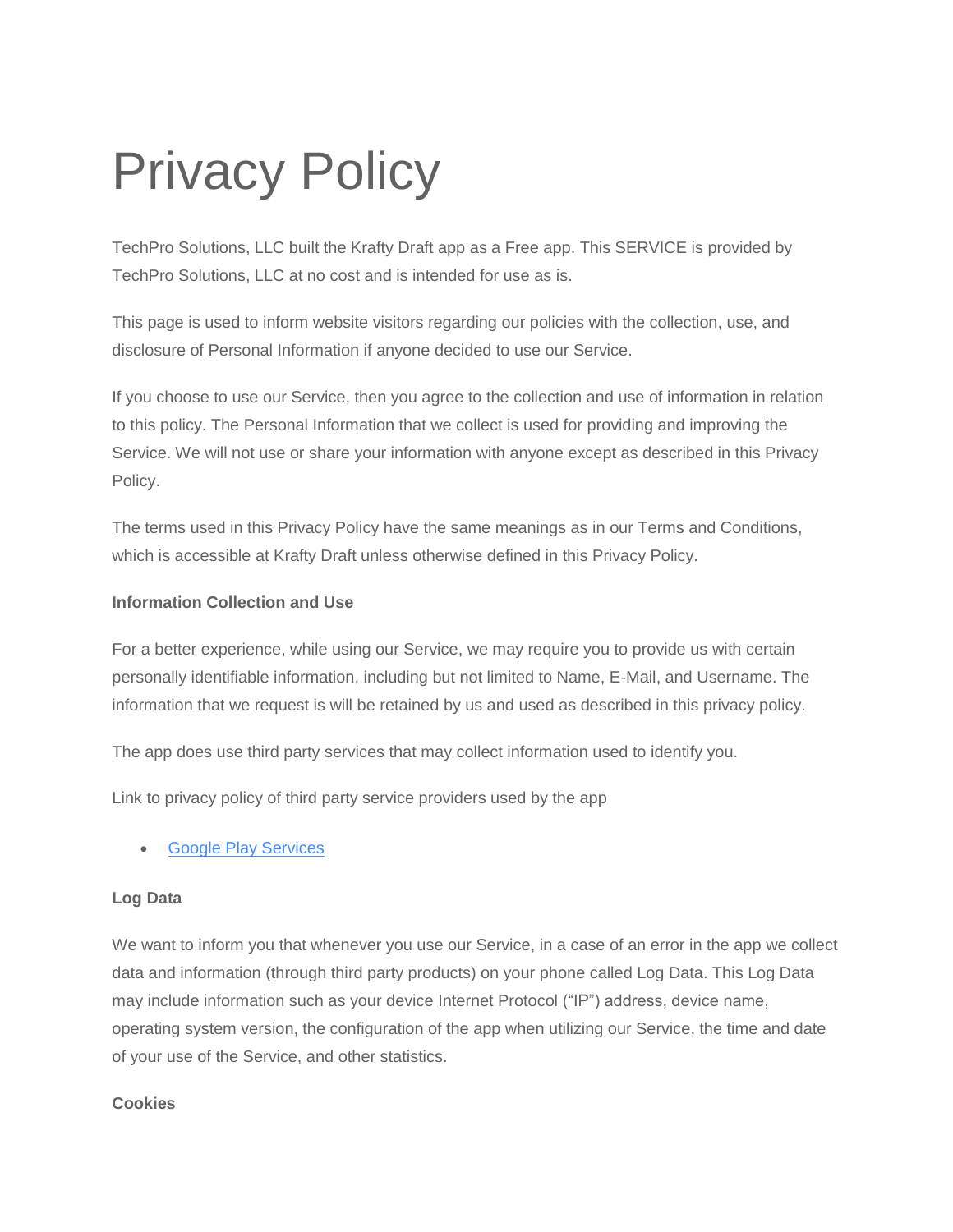# Privacy Policy

TechPro Solutions, LLC built the Krafty Draft app as a Free app. This SERVICE is provided by TechPro Solutions, LLC at no cost and is intended for use as is.

This page is used to inform website visitors regarding our policies with the collection, use, and disclosure of Personal Information if anyone decided to use our Service.

If you choose to use our Service, then you agree to the collection and use of information in relation to this policy. The Personal Information that we collect is used for providing and improving the Service. We will not use or share your information with anyone except as described in this Privacy Policy.

The terms used in this Privacy Policy have the same meanings as in our Terms and Conditions, which is accessible at Krafty Draft unless otherwise defined in this Privacy Policy.

**Information Collection and Use**

For a better experience, while using our Service, we may require you to provide us with certain personally identifiable information, including but not limited to Name, E-Mail, and Username. The information that we request is will be retained by us and used as described in this privacy policy.

The app does use third party services that may collect information used to identify you.

Link to privacy policy of third party service providers used by the app

- Google Play Services

**Log Data**

We want to inform you that whenever you use our Service, in a case of an error in the app we collect data and information (through third party products) on your phone called Log Data. This Log Data may include information such as your device Internet Protocol ("IP") address, device name, operating system version, the configuration of the app when utilizing our Service, the time and date of your use of the Service, and other statistics.

**Cookies**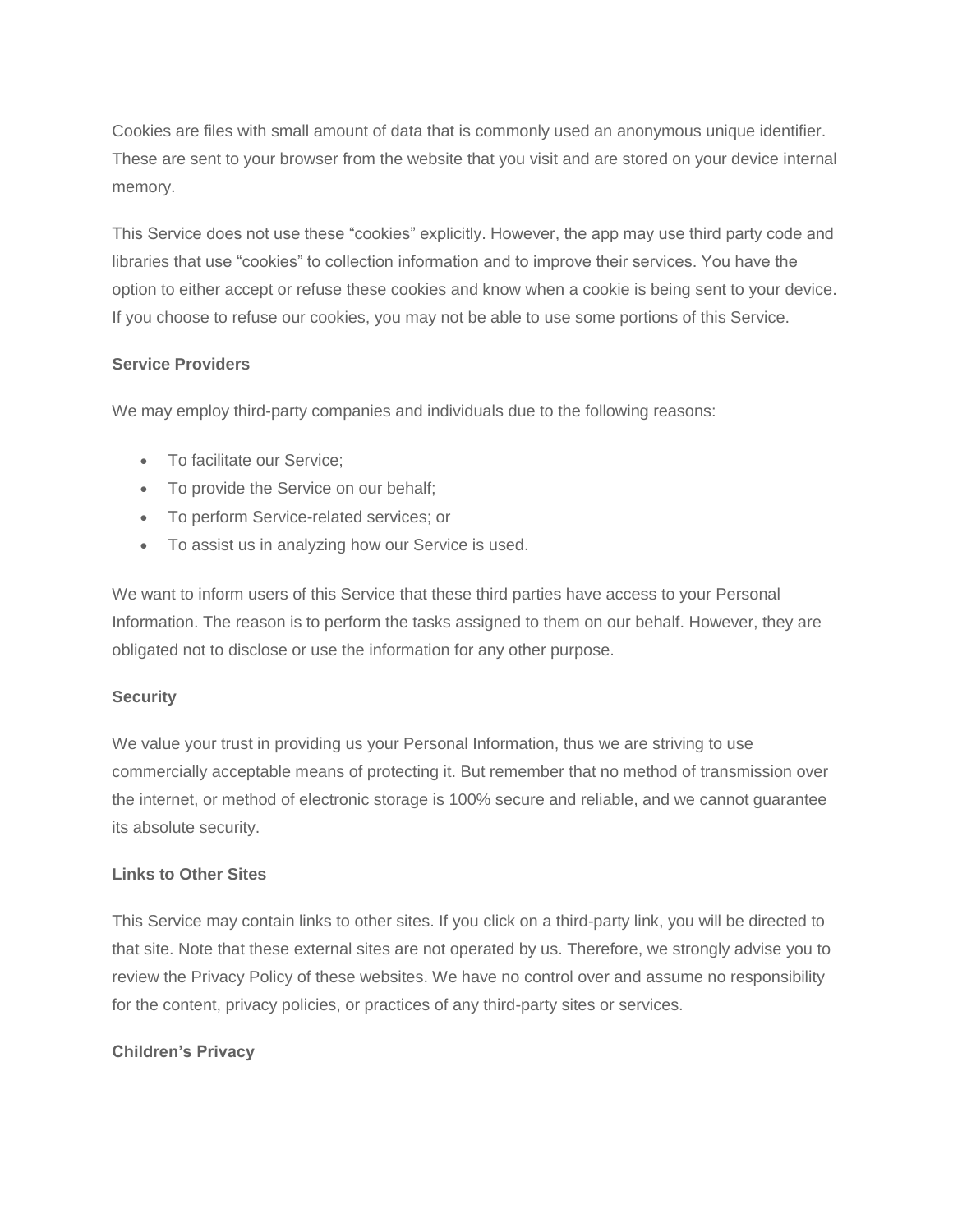Cookies are files with small amount of data that is commonly used an anonymous unique identifier. These are sent to your browser from the website that you visit and are stored on your device internal memory.

This Service does not use these "cookies" explicitly. However, the app may use third party code and libraries that use "cookies" to collection information and to improve their services. You have the option to either accept or refuse these cookies and know when a cookie is being sent to your device. If you choose to refuse our cookies, you may not be able to use some portions of this Service.

**Service Providers**

We may employ third-party companies and individuals due to the following reasons:

- To facilitate our Service;
- To provide the Service on our behalf;
- To perform Service-related services; or
- To assist us in analyzing how our Service is used.

We want to inform users of this Service that these third parties have access to your Personal Information. The reason is to perform the tasks assigned to them on our behalf. However, they are obligated not to disclose or use the information for any other purpose.

**Security**

We value your trust in providing us your Personal Information, thus we are striving to use commercially acceptable means of protecting it. But remember that no method of transmission over the internet, or method of electronic storage is 100% secure and reliable, and we cannot guarantee its absolute security.

**Links to Other Sites**

This Service may contain links to other sites. If you click on a third-party link, you will be directed to that site. Note that these external sites are not operated by us. Therefore, we strongly advise you to review the Privacy Policy of these websites. We have no control over and assume no responsibility for the content, privacy policies, or practices of any third-party sites or services.

**Children's Privacy**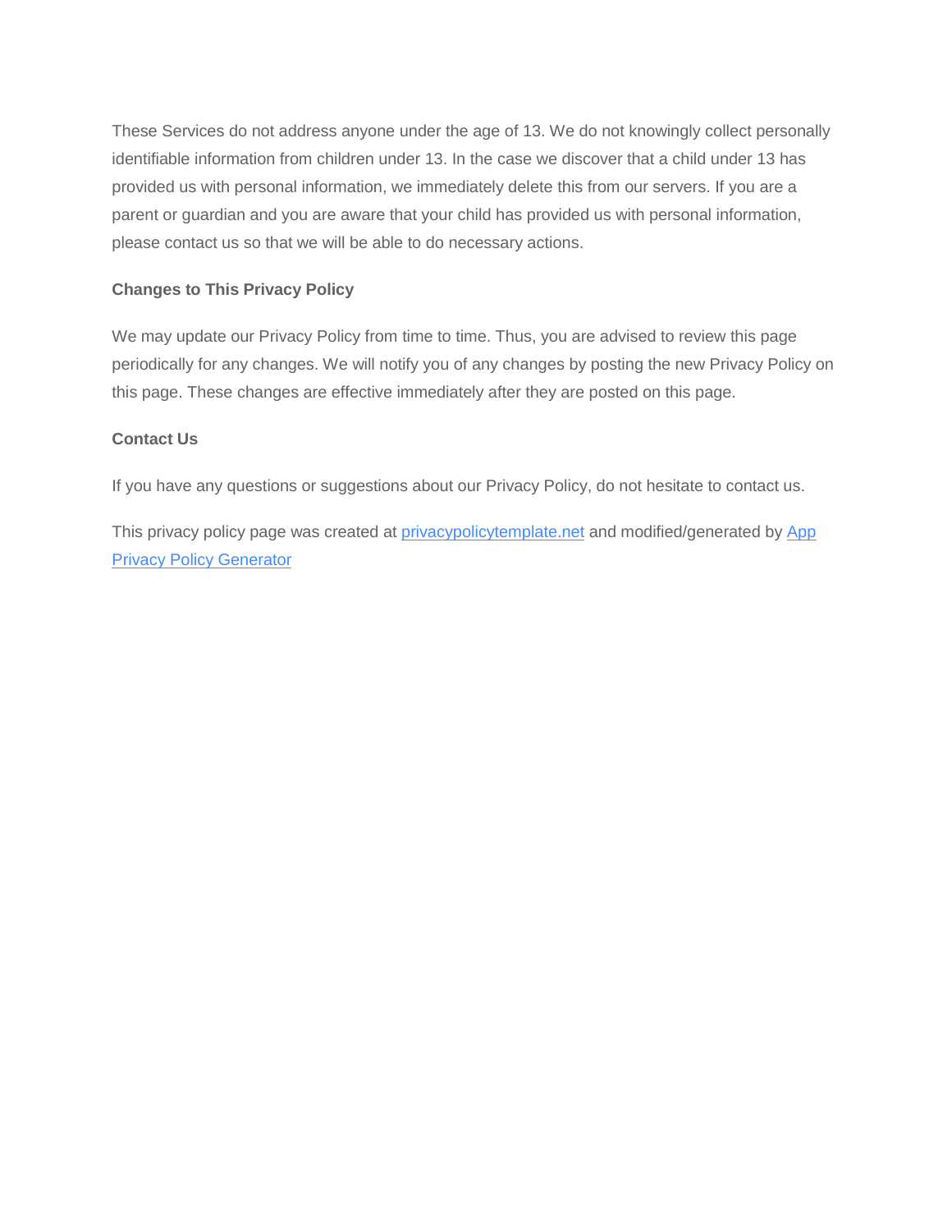These Services do not address anyone under the age of 13. We do not knowingly collect personally identifiable information from children under 13. In the case we discover that a child under 13 has provided us with personal information, we immediately delete this from our servers. If you are a parent or guardian and you are aware that your child has provided us with personal information, please contact us so that we will be able to do necessary actions.

**Changes to This Privacy Policy**

We may update our Privacy Policy from time to time. Thus, you are advised to review this page periodically for any changes. We will notify you of any changes by posting the new Privacy Policy on this page. These changes are effective immediately after they are posted on this page.

**Contact Us**

If you have any questions or suggestions about our Privacy Policy, do not hesitate to contact us.

This privacy policy page was created at privacypolicytemplate.net and modified/generated by App Privacy Policy Generator